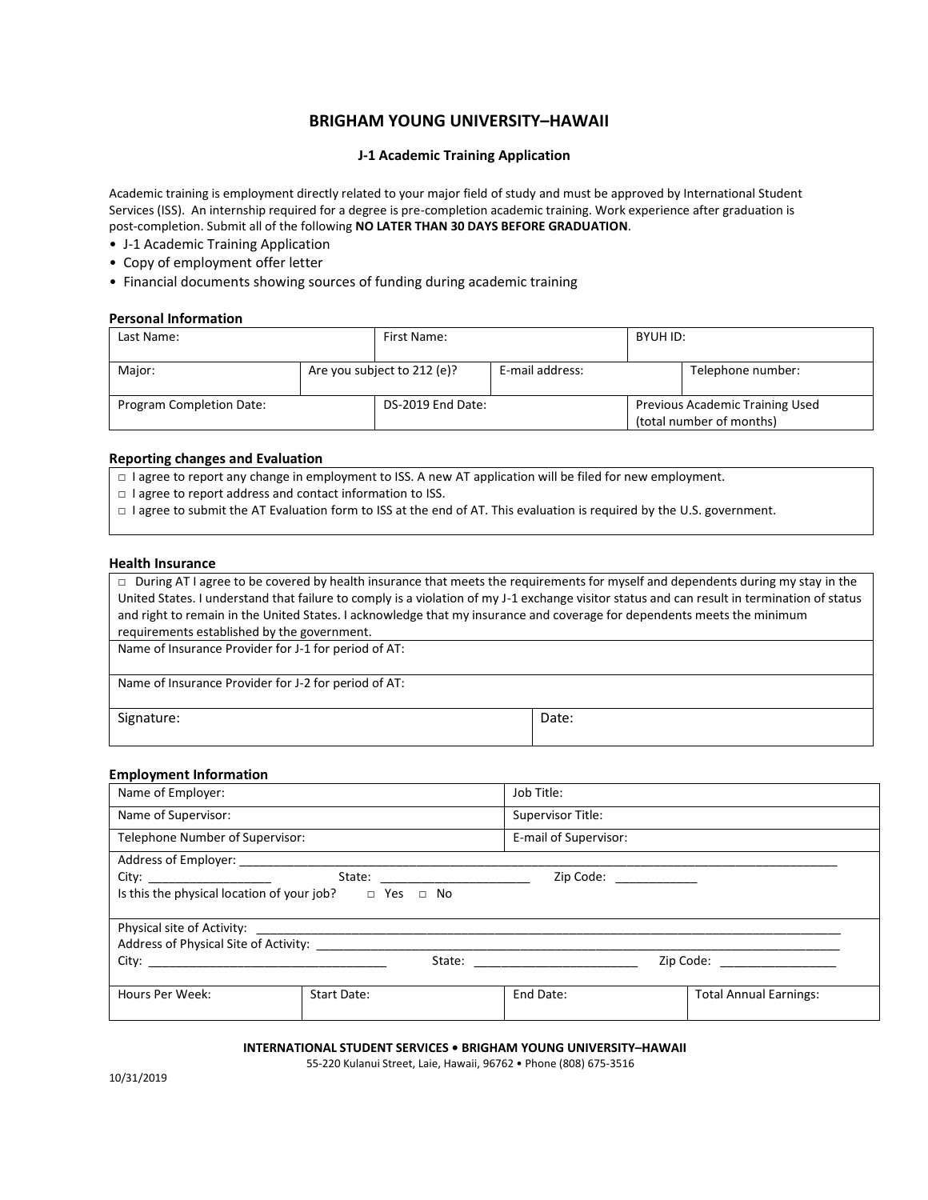# BRIGHAM YOUNG UNIVERSITY–HAWAII

### J-1 Academic Training Application

Academic training is employment directly related to your major field of study and must be approved by International Student Services (ISS). An internship required for a degree is pre-completion academic training. Work experience after graduation is post-completion. Submit all of the following **NO LATER THAN 30 DAYS BEFORE GRADUATION**.

- J-1 Academic Training Application
- Copy of employment offer letter
- Financial documents showing sources of funding during academic training

**Personal Information**

| Last Name: | | First Name: | | BYUH ID: | |
|---|---|---|---|---|---|
| Major: | Are you subject to 212 (e)? | | E-mail address: | | Telephone number: |
| Program Completion Date: | | DS-2019 End Date: | | Previous Academic Training Used (total number of months) | |

**Reporting changes and Evaluation**

□ I agree to report any change in employment to ISS. A new AT application will be filed for new employment.
□ I agree to report address and contact information to ISS.
□ I agree to submit the AT Evaluation form to ISS at the end of AT. This evaluation is required by the U.S. government.

**Health Insurance**

□ During AT I agree to be covered by health insurance that meets the requirements for myself and dependents during my stay in the United States. I understand that failure to comply is a violation of my J-1 exchange visitor status and can result in termination of status and right to remain in the United States. I acknowledge that my insurance and coverage for dependents meets the minimum requirements established by the government.

| Name of Insurance Provider for J-1 for period of AT: | |
|---|---|
| Name of Insurance Provider for J-2 for period of AT: | |
| Signature: | Date: |

**Employment Information**

| Name of Employer: | Job Title: |
|---|---|
| Name of Supervisor: | Supervisor Title: |
| Telephone Number of Supervisor: | E-mail of Supervisor: |

Address of Employer: ____________________
City: __________ State: __________ Zip Code: __________
Is this the physical location of your job? □ Yes □ No

Physical site of Activity: ____________________
Address of Physical Site of Activity: ____________________
City: __________ State: __________ Zip Code: __________

| Hours Per Week: | Start Date: | End Date: | Total Annual Earnings: |
|---|---|---|---|
| | | | |

**INTERNATIONAL STUDENT SERVICES • BRIGHAM YOUNG UNIVERSITY–HAWAII**
55-220 Kulanui Street, Laie, Hawaii, 96762 • Phone (808) 675-3516

10/31/2019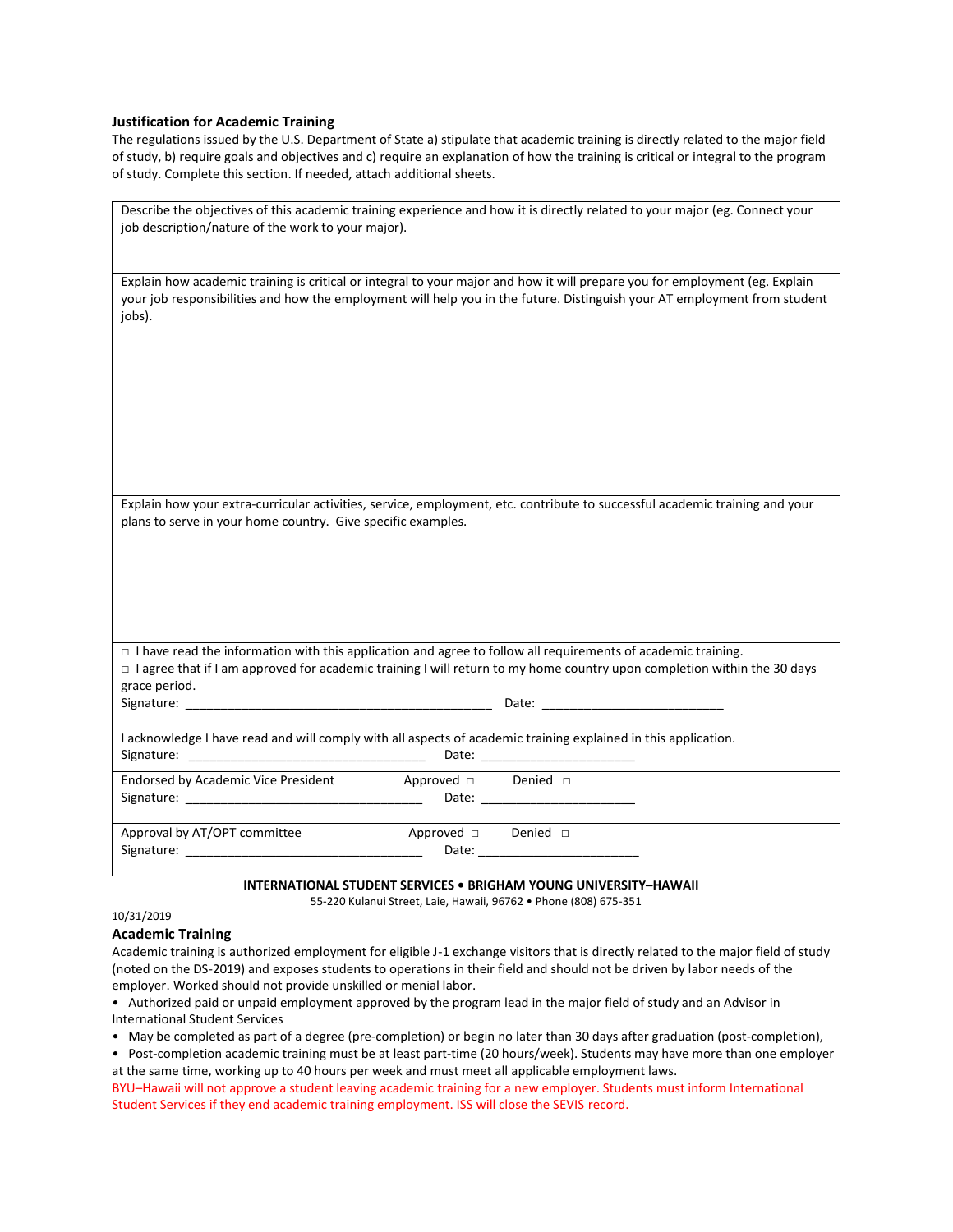### Justification for Academic Training

The regulations issued by the U.S. Department of State a) stipulate that academic training is directly related to the major field of study, b) require goals and objectives and c) require an explanation of how the training is critical or integral to the program of study. Complete this section. If needed, attach additional sheets.

Describe the objectives of this academic training experience and how it is directly related to your major (eg. Connect your job description/nature of the work to your major).

Explain how academic training is critical or integral to your major and how it will prepare you for employment (eg. Explain your job responsibilities and how the employment will help you in the future. Distinguish your AT employment from student jobs).

Explain how your extra-curricular activities, service, employment, etc. contribute to successful academic training and your plans to serve in your home country. Give specific examples.

□ I have read the information with this application and agree to follow all requirements of academic training.
□ I agree that if I am approved for academic training I will return to my home country upon completion within the 30 days grace period.
Signature: ____________________________________________ Date: __________________________

I acknowledge I have read and will comply with all aspects of academic training explained in this application.
Signature: __________________________________ Date: ______________________

Endorsed by Academic Vice President Approved □ Denied □
Signature: __________________________________ Date: ______________________

Approval by AT/OPT committee Approved □ Denied □
Signature: __________________________________ Date: _______________________

**INTERNATIONAL STUDENT SERVICES • BRIGHAM YOUNG UNIVERSITY–HAWAII**
55-220 Kulanui Street, Laie, Hawaii, 96762 • Phone (808) 675-351

10/31/2019

### Academic Training

Academic training is authorized employment for eligible J-1 exchange visitors that is directly related to the major field of study (noted on the DS-2019) and exposes students to operations in their field and should not be driven by labor needs of the employer. Worked should not provide unskilled or menial labor.

- Authorized paid or unpaid employment approved by the program lead in the major field of study and an Advisor in International Student Services
- May be completed as part of a degree (pre-completion) or begin no later than 30 days after graduation (post-completion),
- Post-completion academic training must be at least part-time (20 hours/week). Students may have more than one employer at the same time, working up to 40 hours per week and must meet all applicable employment laws.

BYU–Hawaii will not approve a student leaving academic training for a new employer. Students must inform International Student Services if they end academic training employment. ISS will close the SEVIS record.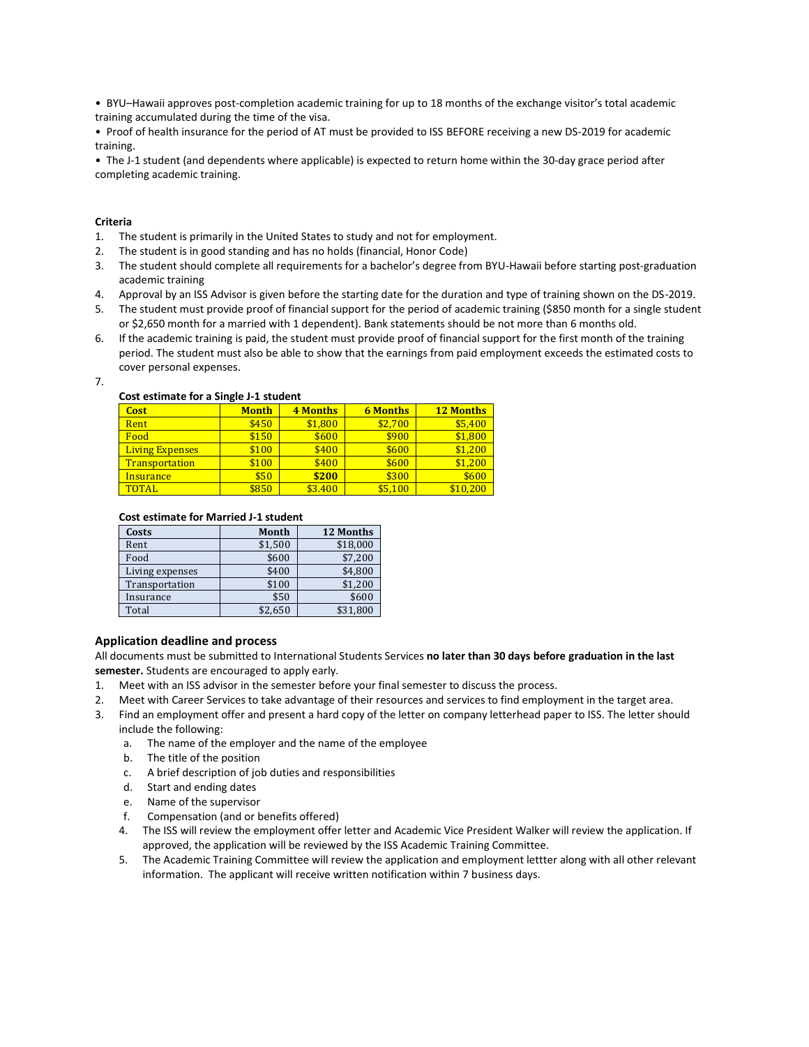• BYU–Hawaii approves post-completion academic training for up to 18 months of the exchange visitor's total academic training accumulated during the time of the visa.

• Proof of health insurance for the period of AT must be provided to ISS BEFORE receiving a new DS-2019 for academic training.

• The J-1 student (and dependents where applicable) is expected to return home within the 30-day grace period after completing academic training.

**Criteria**

1. The student is primarily in the United States to study and not for employment.
2. The student is in good standing and has no holds (financial, Honor Code)
3. The student should complete all requirements for a bachelor's degree from BYU-Hawaii before starting post-graduation academic training
4. Approval by an ISS Advisor is given before the starting date for the duration and type of training shown on the DS-2019.
5. The student must provide proof of financial support for the period of academic training ($850 month for a single student or $2,650 month for a married with 1 dependent). Bank statements should be not more than 6 months old.
6. If the academic training is paid, the student must provide proof of financial support for the first month of the training period. The student must also be able to show that the earnings from paid employment exceeds the estimated costs to cover personal expenses.
7.

**Cost estimate for a Single J-1 student**

| Cost | Month | 4 Months | 6 Months | 12 Months |
|---|---|---|---|---|
| Rent | $450 | $1,800 | $2,700 | $5,400 |
| Food | $150 | $600 | $900 | $1,800 |
| Living Expenses | $100 | $400 | $600 | $1,200 |
| Transportation | $100 | $400 | $600 | $1,200 |
| Insurance | $50 | **$200** | $300 | $600 |
| TOTAL | $850 | $3.400 | $5,100 | $10,200 |

**Cost estimate for Married J-1 student**

| Costs | Month | 12 Months |
|---|---|---|
| Rent | $1,500 | $18,000 |
| Food | $600 | $7,200 |
| Living expenses | $400 | $4,800 |
| Transportation | $100 | $1,200 |
| Insurance | $50 | $600 |
| Total | $2,650 | $31,800 |

### Application deadline and process

All documents must be submitted to International Students Services **no later than 30 days before graduation in the last semester.** Students are encouraged to apply early.

1. Meet with an ISS advisor in the semester before your final semester to discuss the process.
2. Meet with Career Services to take advantage of their resources and services to find employment in the target area.
3. Find an employment offer and present a hard copy of the letter on company letterhead paper to ISS. The letter should include the following:
   a. The name of the employer and the name of the employee
   b. The title of the position
   c. A brief description of job duties and responsibilities
   d. Start and ending dates
   e. Name of the supervisor
   f. Compensation (and or benefits offered)
4. The ISS will review the employment offer letter and Academic Vice President Walker will review the application. If approved, the application will be reviewed by the ISS Academic Training Committee.
5. The Academic Training Committee will review the application and employment lettter along with all other relevant information. The applicant will receive written notification within 7 business days.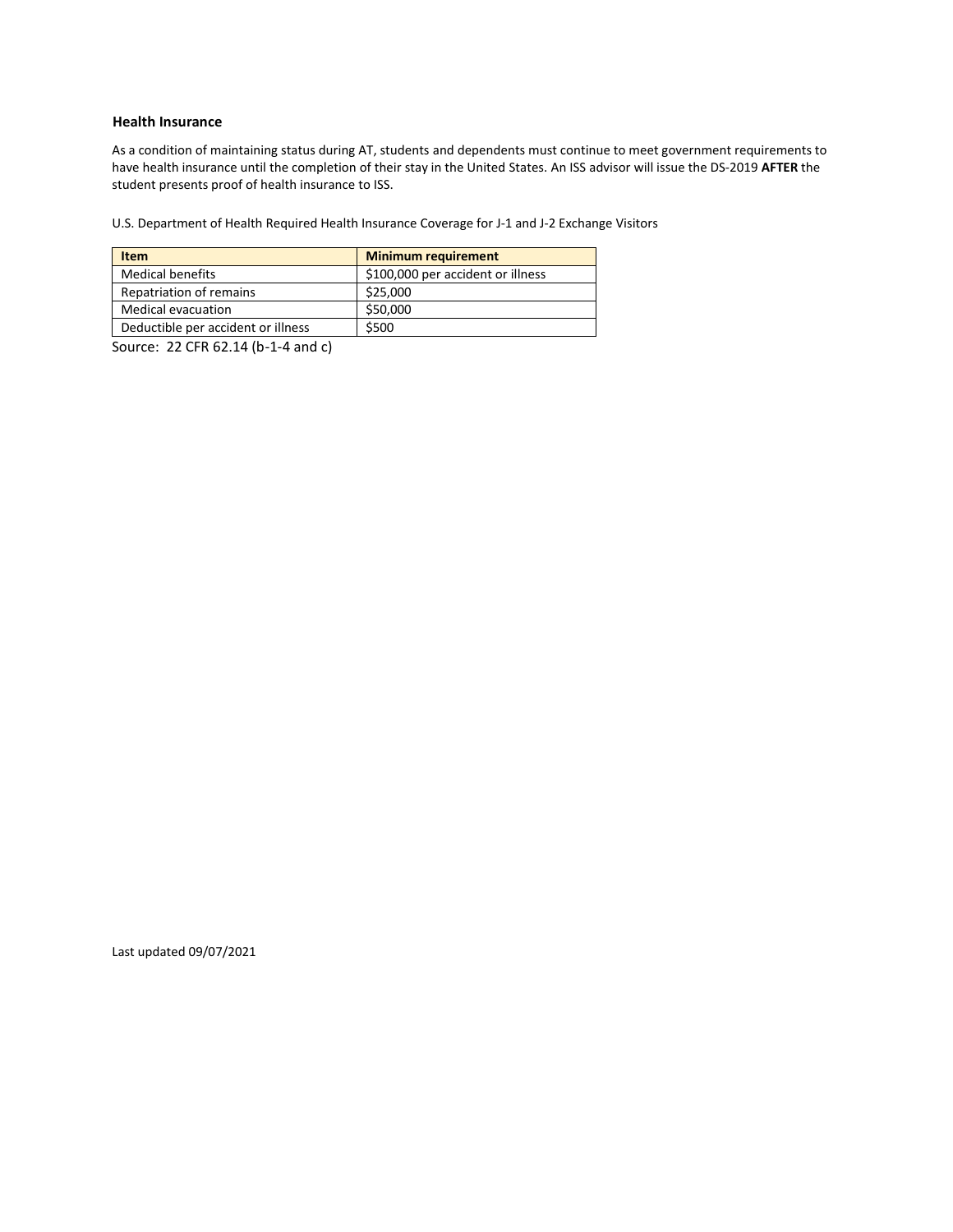### Health Insurance

As a condition of maintaining status during AT, students and dependents must continue to meet government requirements to have health insurance until the completion of their stay in the United States. An ISS advisor will issue the DS-2019 **AFTER** the student presents proof of health insurance to ISS.

U.S. Department of Health Required Health Insurance Coverage for J-1 and J-2 Exchange Visitors

| Item | Minimum requirement |
| --- | --- |
| Medical benefits | $100,000 per accident or illness |
| Repatriation of remains | $25,000 |
| Medical evacuation | $50,000 |
| Deductible per accident or illness | $500 |

Source: 22 CFR 62.14 (b-1-4 and c)

Last updated 09/07/2021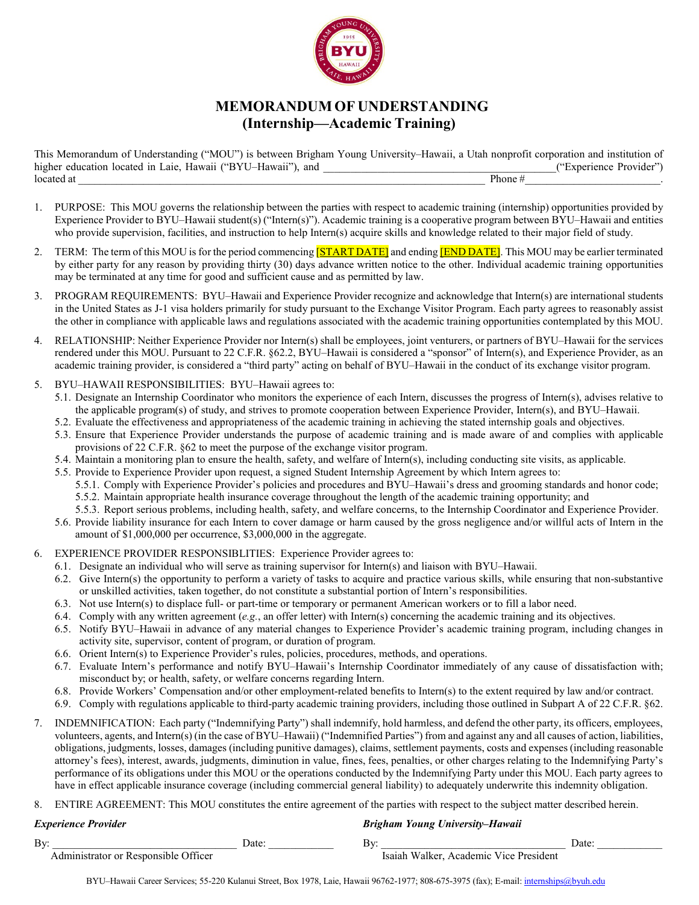# MEMORANDUM OF UNDERSTANDING
## (Internship—Academic Training)

This Memorandum of Understanding ("MOU") is between Brigham Young University–Hawaii, a Utah nonprofit corporation and institution of higher education located in Laie, Hawaii ("BYU–Hawaii"), and ________________________________________("Experience Provider") located at ___________________________________________________________________________ Phone #________________________.

1. PURPOSE: This MOU governs the relationship between the parties with respect to academic training (internship) opportunities provided by Experience Provider to BYU–Hawaii student(s) ("Intern(s)"). Academic training is a cooperative program between BYU–Hawaii and entities who provide supervision, facilities, and instruction to help Intern(s) acquire skills and knowledge related to their major field of study.

2. TERM: The term of this MOU is for the period commencing [START DATE] and ending [END DATE]. This MOU may be earlier terminated by either party for any reason by providing thirty (30) days advance written notice to the other. Individual academic training opportunities may be terminated at any time for good and sufficient cause and as permitted by law.

3. PROGRAM REQUIREMENTS: BYU–Hawaii and Experience Provider recognize and acknowledge that Intern(s) are international students in the United States as J-1 visa holders primarily for study pursuant to the Exchange Visitor Program. Each party agrees to reasonably assist the other in compliance with applicable laws and regulations associated with the academic training opportunities contemplated by this MOU.

4. RELATIONSHIP: Neither Experience Provider nor Intern(s) shall be employees, joint venturers, or partners of BYU–Hawaii for the services rendered under this MOU. Pursuant to 22 C.F.R. §62.2, BYU–Hawaii is considered a "sponsor" of Intern(s), and Experience Provider, as an academic training provider, is considered a "third party" acting on behalf of BYU–Hawaii in the conduct of its exchange visitor program.

5. BYU–HAWAII RESPONSIBILITIES: BYU–Hawaii agrees to:
   - 5.1. Designate an Internship Coordinator who monitors the experience of each Intern, discusses the progress of Intern(s), advises relative to the applicable program(s) of study, and strives to promote cooperation between Experience Provider, Intern(s), and BYU–Hawaii.
   - 5.2. Evaluate the effectiveness and appropriateness of the academic training in achieving the stated internship goals and objectives.
   - 5.3. Ensure that Experience Provider understands the purpose of academic training and is made aware of and complies with applicable provisions of 22 C.F.R. §62 to meet the purpose of the exchange visitor program.
   - 5.4. Maintain a monitoring plan to ensure the health, safety, and welfare of Intern(s), including conducting site visits, as applicable.
   - 5.5. Provide to Experience Provider upon request, a signed Student Internship Agreement by which Intern agrees to:
     - 5.5.1. Comply with Experience Provider's policies and procedures and BYU–Hawaii's dress and grooming standards and honor code;
     - 5.5.2. Maintain appropriate health insurance coverage throughout the length of the academic training opportunity; and
     - 5.5.3. Report serious problems, including health, safety, and welfare concerns, to the Internship Coordinator and Experience Provider.
   - 5.6. Provide liability insurance for each Intern to cover damage or harm caused by the gross negligence and/or willful acts of Intern in the amount of $1,000,000 per occurrence, $3,000,000 in the aggregate.

6. EXPERIENCE PROVIDER RESPONSIBLIТIES: Experience Provider agrees to:
   - 6.1. Designate an individual who will serve as training supervisor for Intern(s) and liaison with BYU–Hawaii.
   - 6.2. Give Intern(s) the opportunity to perform a variety of tasks to acquire and practice various skills, while ensuring that non-substantive or unskilled activities, taken together, do not constitute a substantial portion of Intern's responsibilities.
   - 6.3. Not use Intern(s) to displace full- or part-time or temporary or permanent American workers or to fill a labor need.
   - 6.4. Comply with any written agreement (*e.g.*, an offer letter) with Intern(s) concerning the academic training and its objectives.
   - 6.5. Notify BYU–Hawaii in advance of any material changes to Experience Provider's academic training program, including changes in activity site, supervisor, content of program, or duration of program.
   - 6.6. Orient Intern(s) to Experience Provider's rules, policies, procedures, methods, and operations.
   - 6.7. Evaluate Intern's performance and notify BYU–Hawaii's Internship Coordinator immediately of any cause of dissatisfaction with; misconduct by; or health, safety, or welfare concerns regarding Intern.
   - 6.8. Provide Workers' Compensation and/or other employment-related benefits to Intern(s) to the extent required by law and/or contract.
   - 6.9. Comply with regulations applicable to third-party academic training providers, including those outlined in Subpart A of 22 C.F.R. §62.

7. INDEMNIFICATION: Each party ("Indemnifying Party") shall indemnify, hold harmless, and defend the other party, its officers, employees, volunteers, agents, and Intern(s) (in the case of BYU–Hawaii) ("Indemnified Parties") from and against any and all causes of action, liabilities, obligations, judgments, losses, damages (including punitive damages), claims, settlement payments, costs and expenses (including reasonable attorney's fees), interest, awards, judgments, diminution in value, fines, fees, penalties, or other charges relating to the Indemnifying Party's performance of its obligations under this MOU or the operations conducted by the Indemnifying Party under this MOU. Each party agrees to have in effect applicable insurance coverage (including commercial general liability) to adequately underwrite this indemnity obligation.

8. ENTIRE AGREEMENT: This MOU constitutes the entire agreement of the parties with respect to the subject matter described herein.

***Experience Provider***

By: ________________________________ Date: ____________
Administrator or Responsible Officer

***Brigham Young University–Hawaii***

By: ________________________________ Date: ____________
Isaiah Walker, Academic Vice President

BYU–Hawaii Career Services; 55-220 Kulanui Street, Box 1978, Laie, Hawaii 96762-1977; 808-675-3975 (fax); E-mail: internships@byuh.edu